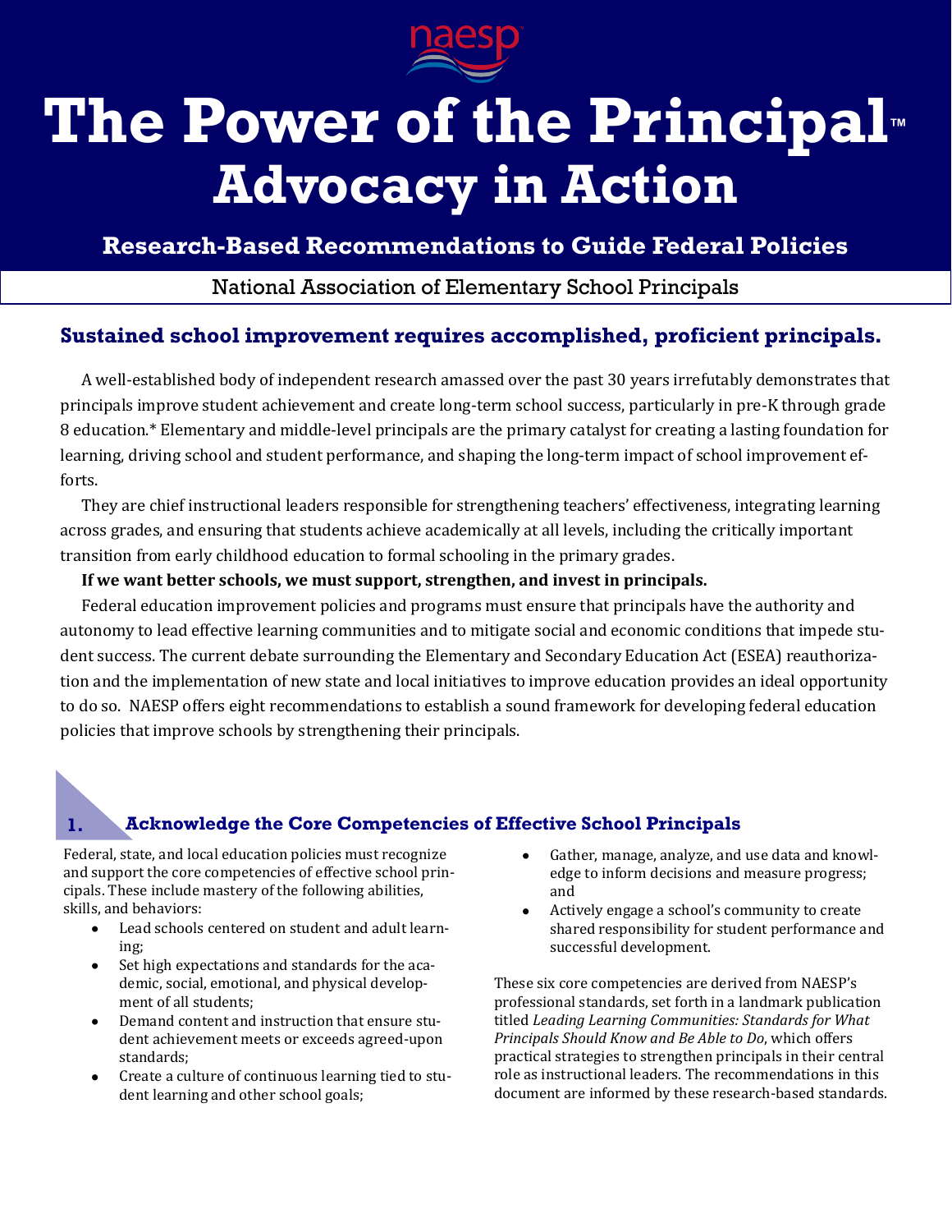# The Power of the Principal™ Advocacy in Action

## Research-Based Recommendations to Guide Federal Policies

National Association of Elementary School Principals

## Sustained school improvement requires accomplished, proficient principals.

A well-established body of independent research amassed over the past 30 years irrefutably demonstrates that principals improve student achievement and create long-term school success, particularly in pre-K through grade 8 education.* Elementary and middle-level principals are the primary catalyst for creating a lasting foundation for learning, driving school and student performance, and shaping the long-term impact of school improvement efforts.

They are chief instructional leaders responsible for strengthening teachers' effectiveness, integrating learning across grades, and ensuring that students achieve academically at all levels, including the critically important transition from early childhood education to formal schooling in the primary grades.

**If we want better schools, we must support, strengthen, and invest in principals.**

Federal education improvement policies and programs must ensure that principals have the authority and autonomy to lead effective learning communities and to mitigate social and economic conditions that impede student success. The current debate surrounding the Elementary and Secondary Education Act (ESEA) reauthorization and the implementation of new state and local initiatives to improve education provides an ideal opportunity to do so. NAESP offers eight recommendations to establish a sound framework for developing federal education policies that improve schools by strengthening their principals.

### 1. Acknowledge the Core Competencies of Effective School Principals

Federal, state, and local education policies must recognize and support the core competencies of effective school principals. These include mastery of the following abilities, skills, and behaviors:

- Lead schools centered on student and adult learning;
- Set high expectations and standards for the academic, social, emotional, and physical development of all students;
- Demand content and instruction that ensure student achievement meets or exceeds agreed-upon standards;
- Create a culture of continuous learning tied to student learning and other school goals;
- Gather, manage, analyze, and use data and knowledge to inform decisions and measure progress; and
- Actively engage a school's community to create shared responsibility for student performance and successful development.

These six core competencies are derived from NAESP's professional standards, set forth in a landmark publication titled *Leading Learning Communities: Standards for What Principals Should Know and Be Able to Do*, which offers practical strategies to strengthen principals in their central role as instructional leaders. The recommendations in this document are informed by these research-based standards.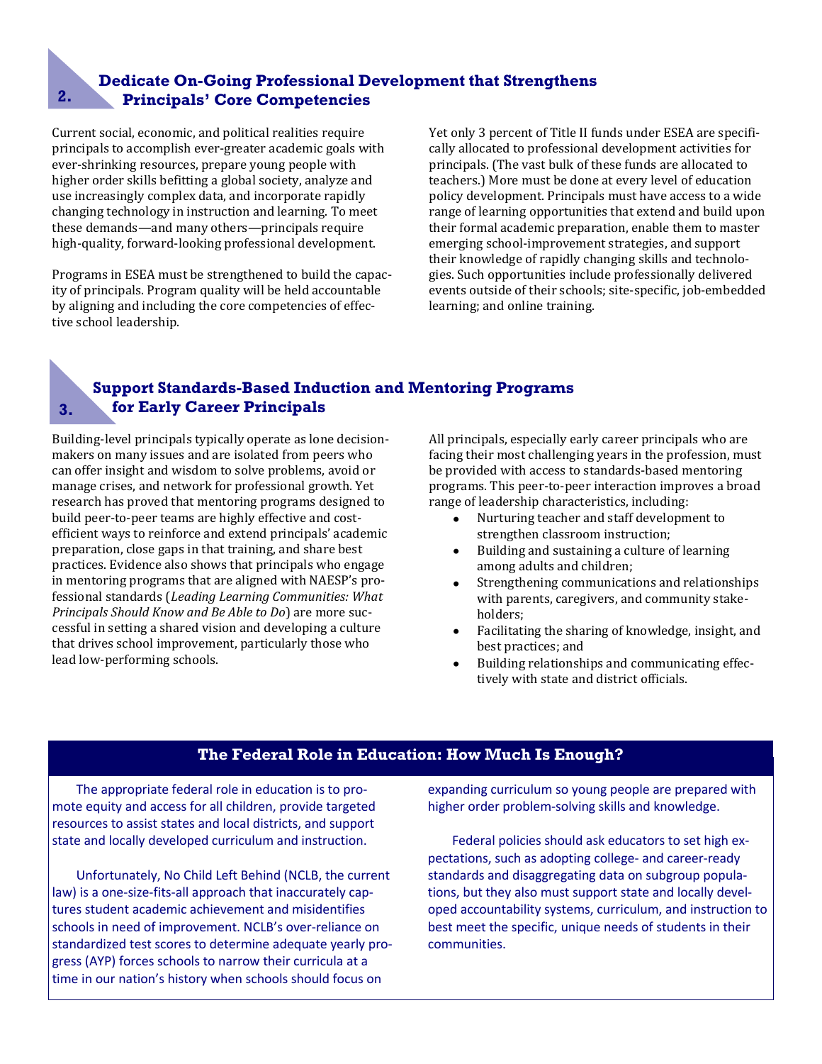## 2. Dedicate On-Going Professional Development that Strengthens Principals' Core Competencies

Current social, economic, and political realities require principals to accomplish ever-greater academic goals with ever-shrinking resources, prepare young people with higher order skills befitting a global society, analyze and use increasingly complex data, and incorporate rapidly changing technology in instruction and learning. To meet these demands—and many others—principals require high-quality, forward-looking professional development.

Programs in ESEA must be strengthened to build the capacity of principals. Program quality will be held accountable by aligning and including the core competencies of effective school leadership.

Yet only 3 percent of Title II funds under ESEA are specifically allocated to professional development activities for principals. (The vast bulk of these funds are allocated to teachers.) More must be done at every level of education policy development. Principals must have access to a wide range of learning opportunities that extend and build upon their formal academic preparation, enable them to master emerging school-improvement strategies, and support their knowledge of rapidly changing skills and technologies. Such opportunities include professionally delivered events outside of their schools; site-specific, job-embedded learning; and online training.

## 3. Support Standards-Based Induction and Mentoring Programs for Early Career Principals

Building-level principals typically operate as lone decision-makers on many issues and are isolated from peers who can offer insight and wisdom to solve problems, avoid or manage crises, and network for professional growth. Yet research has proved that mentoring programs designed to build peer-to-peer teams are highly effective and cost-efficient ways to reinforce and extend principals' academic preparation, close gaps in that training, and share best practices. Evidence also shows that principals who engage in mentoring programs that are aligned with NAESP's professional standards (*Leading Learning Communities: What Principals Should Know and Be Able to Do*) are more successful in setting a shared vision and developing a culture that drives school improvement, particularly those who lead low-performing schools.

All principals, especially early career principals who are facing their most challenging years in the profession, must be provided with access to standards-based mentoring programs. This peer-to-peer interaction improves a broad range of leadership characteristics, including:

- Nurturing teacher and staff development to strengthen classroom instruction;
- Building and sustaining a culture of learning among adults and children;
- Strengthening communications and relationships with parents, caregivers, and community stakeholders;
- Facilitating the sharing of knowledge, insight, and best practices; and
- Building relationships and communicating effectively with state and district officials.

## The Federal Role in Education: How Much Is Enough?

The appropriate federal role in education is to promote equity and access for all children, provide targeted resources to assist states and local districts, and support state and locally developed curriculum and instruction.

Unfortunately, No Child Left Behind (NCLB, the current law) is a one-size-fits-all approach that inaccurately captures student academic achievement and misidentifies schools in need of improvement. NCLB's over-reliance on standardized test scores to determine adequate yearly progress (AYP) forces schools to narrow their curricula at a time in our nation's history when schools should focus on expanding curriculum so young people are prepared with higher order problem-solving skills and knowledge.

Federal policies should ask educators to set high expectations, such as adopting college- and career-ready standards and disaggregating data on subgroup populations, but they also must support state and locally developed accountability systems, curriculum, and instruction to best meet the specific, unique needs of students in their communities.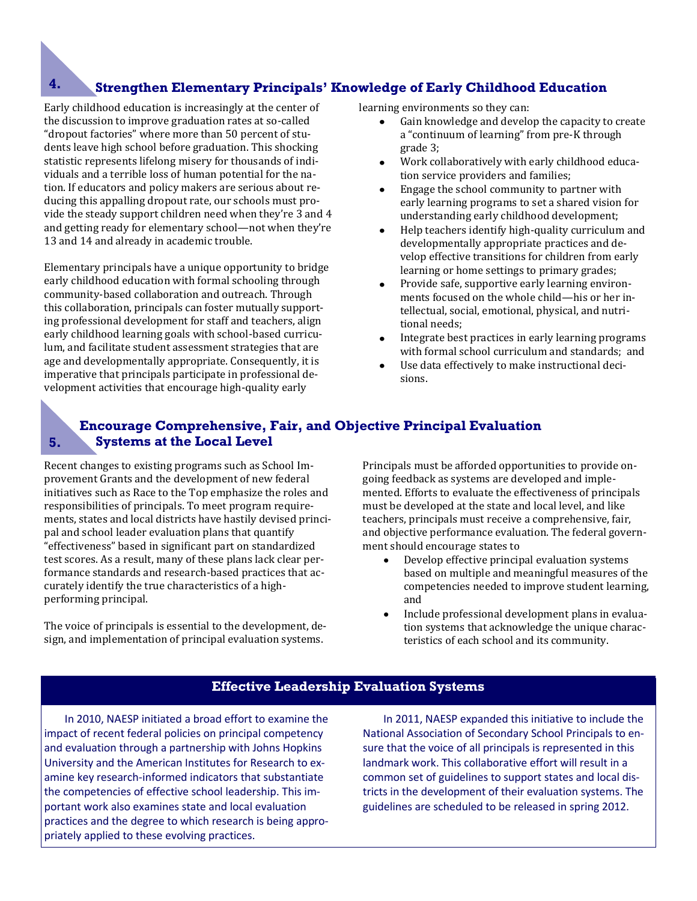## 4. Strengthen Elementary Principals' Knowledge of Early Childhood Education

Early childhood education is increasingly at the center of the discussion to improve graduation rates at so-called "dropout factories" where more than 50 percent of students leave high school before graduation. This shocking statistic represents lifelong misery for thousands of individuals and a terrible loss of human potential for the nation. If educators and policy makers are serious about reducing this appalling dropout rate, our schools must provide the steady support children need when they're 3 and 4 and getting ready for elementary school—not when they're 13 and 14 and already in academic trouble.

Elementary principals have a unique opportunity to bridge early childhood education with formal schooling through community-based collaboration and outreach. Through this collaboration, principals can foster mutually supporting professional development for staff and teachers, align early childhood learning goals with school-based curriculum, and facilitate student assessment strategies that are age and developmentally appropriate. Consequently, it is imperative that principals participate in professional development activities that encourage high-quality early learning environments so they can:

- Gain knowledge and develop the capacity to create a "continuum of learning" from pre-K through grade 3;
- Work collaboratively with early childhood education service providers and families;
- Engage the school community to partner with early learning programs to set a shared vision for understanding early childhood development;
- Help teachers identify high-quality curriculum and developmentally appropriate practices and develop effective transitions for children from early learning or home settings to primary grades;
- Provide safe, supportive early learning environments focused on the whole child—his or her intellectual, social, emotional, physical, and nutritional needs;
- Integrate best practices in early learning programs with formal school curriculum and standards; and
- Use data effectively to make instructional decisions.

## 5. Encourage Comprehensive, Fair, and Objective Principal Evaluation Systems at the Local Level

Recent changes to existing programs such as School Improvement Grants and the development of new federal initiatives such as Race to the Top emphasize the roles and responsibilities of principals. To meet program requirements, states and local districts have hastily devised principal and school leader evaluation plans that quantify "effectiveness" based in significant part on standardized test scores. As a result, many of these plans lack clear performance standards and research-based practices that accurately identify the true characteristics of a high-performing principal.

The voice of principals is essential to the development, design, and implementation of principal evaluation systems. Principals must be afforded opportunities to provide ongoing feedback as systems are developed and implemented. Efforts to evaluate the effectiveness of principals must be developed at the state and local level, and like teachers, principals must receive a comprehensive, fair, and objective performance evaluation. The federal government should encourage states to

- Develop effective principal evaluation systems based on multiple and meaningful measures of the competencies needed to improve student learning, and
- Include professional development plans in evaluation systems that acknowledge the unique characteristics of each school and its community.

### Effective Leadership Evaluation Systems

In 2010, NAESP initiated a broad effort to examine the impact of recent federal policies on principal competency and evaluation through a partnership with Johns Hopkins University and the American Institutes for Research to examine key research-informed indicators that substantiate the competencies of effective school leadership. This important work also examines state and local evaluation practices and the degree to which research is being appropriately applied to these evolving practices.

In 2011, NAESP expanded this initiative to include the National Association of Secondary School Principals to ensure that the voice of all principals is represented in this landmark work. This collaborative effort will result in a common set of guidelines to support states and local districts in the development of their evaluation systems. The guidelines are scheduled to be released in spring 2012.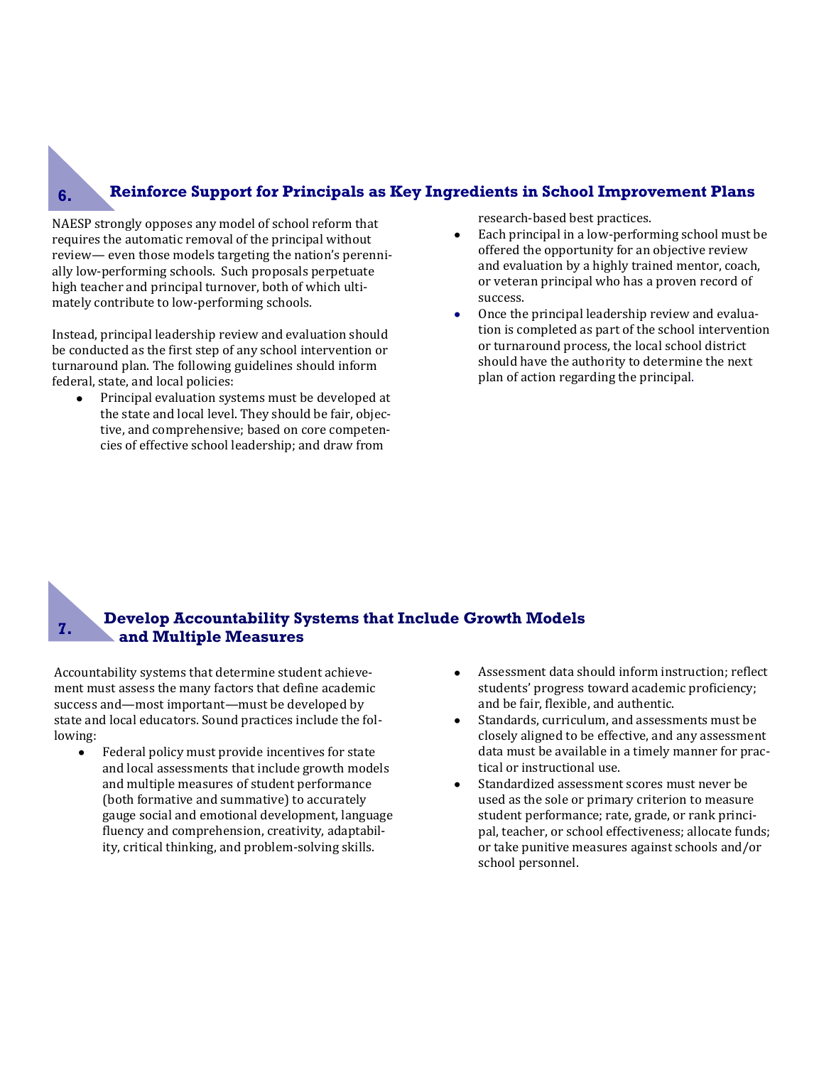## 6. Reinforce Support for Principals as Key Ingredients in School Improvement Plans

NAESP strongly opposes any model of school reform that requires the automatic removal of the principal without review— even those models targeting the nation's perennially low-performing schools. Such proposals perpetuate high teacher and principal turnover, both of which ultimately contribute to low-performing schools.

Instead, principal leadership review and evaluation should be conducted as the first step of any school intervention or turnaround plan. The following guidelines should inform federal, state, and local policies:

- Principal evaluation systems must be developed at the state and local level. They should be fair, objective, and comprehensive; based on core competencies of effective school leadership; and draw from research-based best practices.
- Each principal in a low-performing school must be offered the opportunity for an objective review and evaluation by a highly trained mentor, coach, or veteran principal who has a proven record of success.
- Once the principal leadership review and evaluation is completed as part of the school intervention or turnaround process, the local school district should have the authority to determine the next plan of action regarding the principal.

## 7. Develop Accountability Systems that Include Growth Models and Multiple Measures

Accountability systems that determine student achievement must assess the many factors that define academic success and—most important—must be developed by state and local educators. Sound practices include the following:

- Federal policy must provide incentives for state and local assessments that include growth models and multiple measures of student performance (both formative and summative) to accurately gauge social and emotional development, language fluency and comprehension, creativity, adaptability, critical thinking, and problem-solving skills.
- Assessment data should inform instruction; reflect students' progress toward academic proficiency; and be fair, flexible, and authentic.
- Standards, curriculum, and assessments must be closely aligned to be effective, and any assessment data must be available in a timely manner for practical or instructional use.
- Standardized assessment scores must never be used as the sole or primary criterion to measure student performance; rate, grade, or rank principal, teacher, or school effectiveness; allocate funds; or take punitive measures against schools and/or school personnel.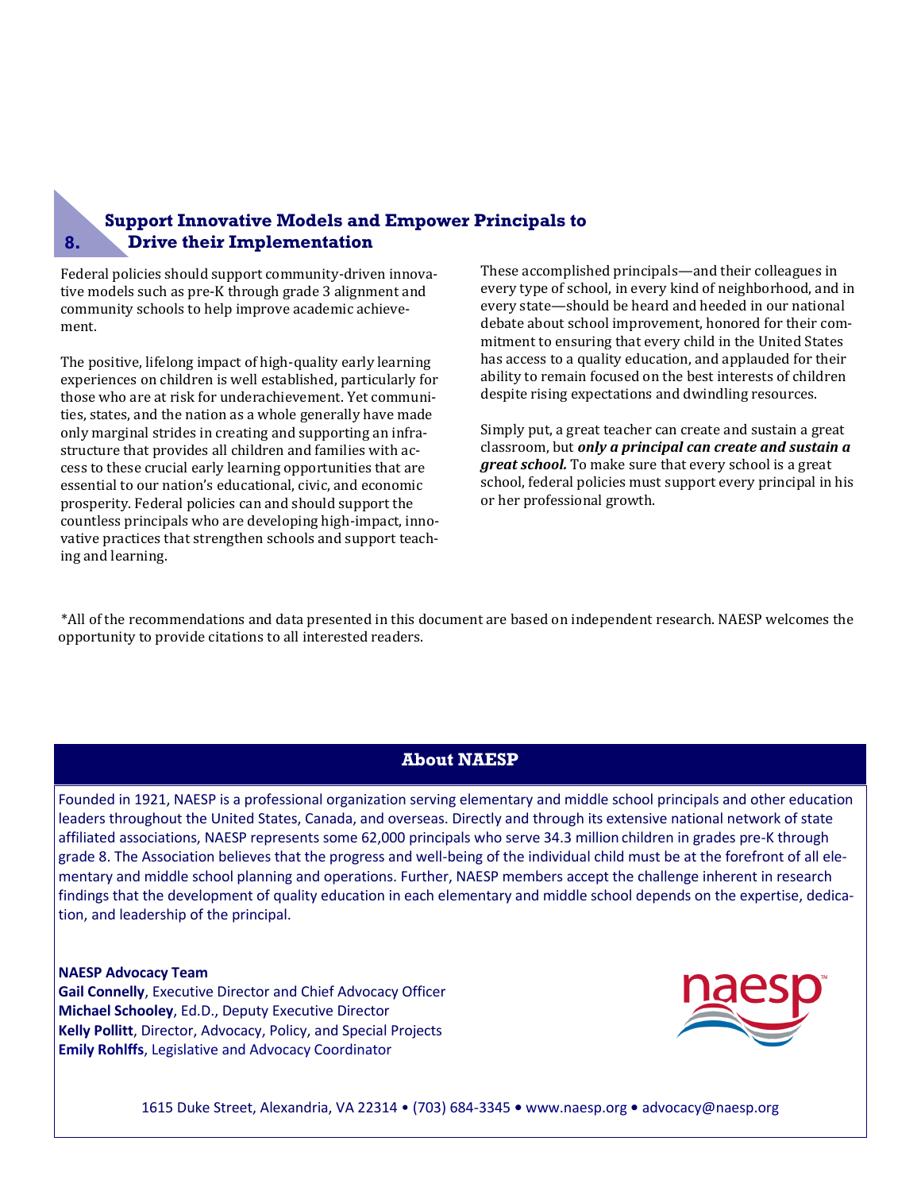## 8. Support Innovative Models and Empower Principals to Drive their Implementation

Federal policies should support community-driven innovative models such as pre-K through grade 3 alignment and community schools to help improve academic achievement.

The positive, lifelong impact of high-quality early learning experiences on children is well established, particularly for those who are at risk for underachievement. Yet communities, states, and the nation as a whole generally have made only marginal strides in creating and supporting an infrastructure that provides all children and families with access to these crucial early learning opportunities that are essential to our nation's educational, civic, and economic prosperity. Federal policies can and should support the countless principals who are developing high-impact, innovative practices that strengthen schools and support teaching and learning.

These accomplished principals—and their colleagues in every type of school, in every kind of neighborhood, and in every state—should be heard and heeded in our national debate about school improvement, honored for their commitment to ensuring that every child in the United States has access to a quality education, and applauded for their ability to remain focused on the best interests of children despite rising expectations and dwindling resources.

Simply put, a great teacher can create and sustain a great classroom, but ***only a principal can create and sustain a great school.*** To make sure that every school is a great school, federal policies must support every principal in his or her professional growth.

*All of the recommendations and data presented in this document are based on independent research. NAESP welcomes the opportunity to provide citations to all interested readers.

## About NAESP

Founded in 1921, NAESP is a professional organization serving elementary and middle school principals and other education leaders throughout the United States, Canada, and overseas. Directly and through its extensive national network of state affiliated associations, NAESP represents some 62,000 principals who serve 34.3 million children in grades pre-K through grade 8. The Association believes that the progress and well-being of the individual child must be at the forefront of all elementary and middle school planning and operations. Further, NAESP members accept the challenge inherent in research findings that the development of quality education in each elementary and middle school depends on the expertise, dedication, and leadership of the principal.

**NAESP Advocacy Team**
**Gail Connelly**, Executive Director and Chief Advocacy Officer
**Michael Schooley**, Ed.D., Deputy Executive Director
**Kelly Pollitt**, Director, Advocacy, Policy, and Special Projects
**Emily Rohlffs**, Legislative and Advocacy Coordinator

naesp™

1615 Duke Street, Alexandria, VA 22314 • (703) 684-3345 • www.naesp.org • advocacy@naesp.org